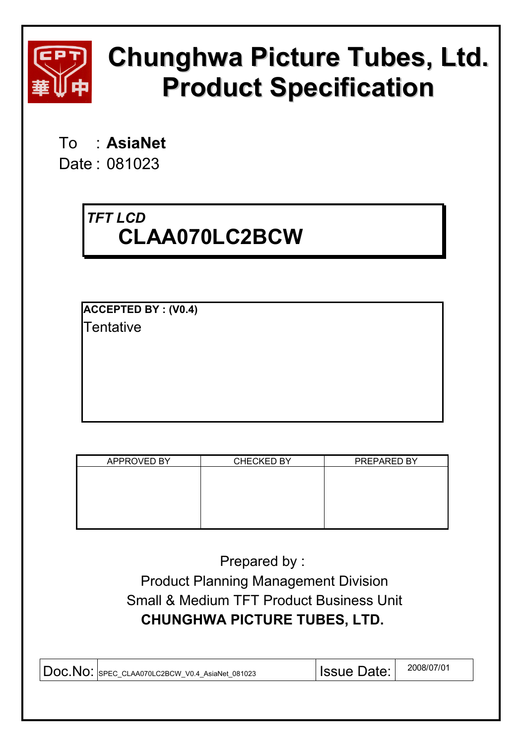# Chunghwa Picture Tubes, Ltd.
# Product Specification

To : **AsiaNet**

Date : 081023

***TFT LCD***

## CLAA070LC2BCW

**ACCEPTED BY : (V0.4)**

Tentative

| APPROVED BY | CHECKED BY | PREPARED BY |
|---|---|---|
| | | |

Prepared by :

Product Planning Management Division

Small & Medium TFT Product Business Unit

**CHUNGHWA PICTURE TUBES, LTD.**

| Doc.No: | SPEC_CLAA070LC2BCW_V0.4_AsiaNet_081023 | Issue Date: | 2008/07/01 |
|---|---|---|---|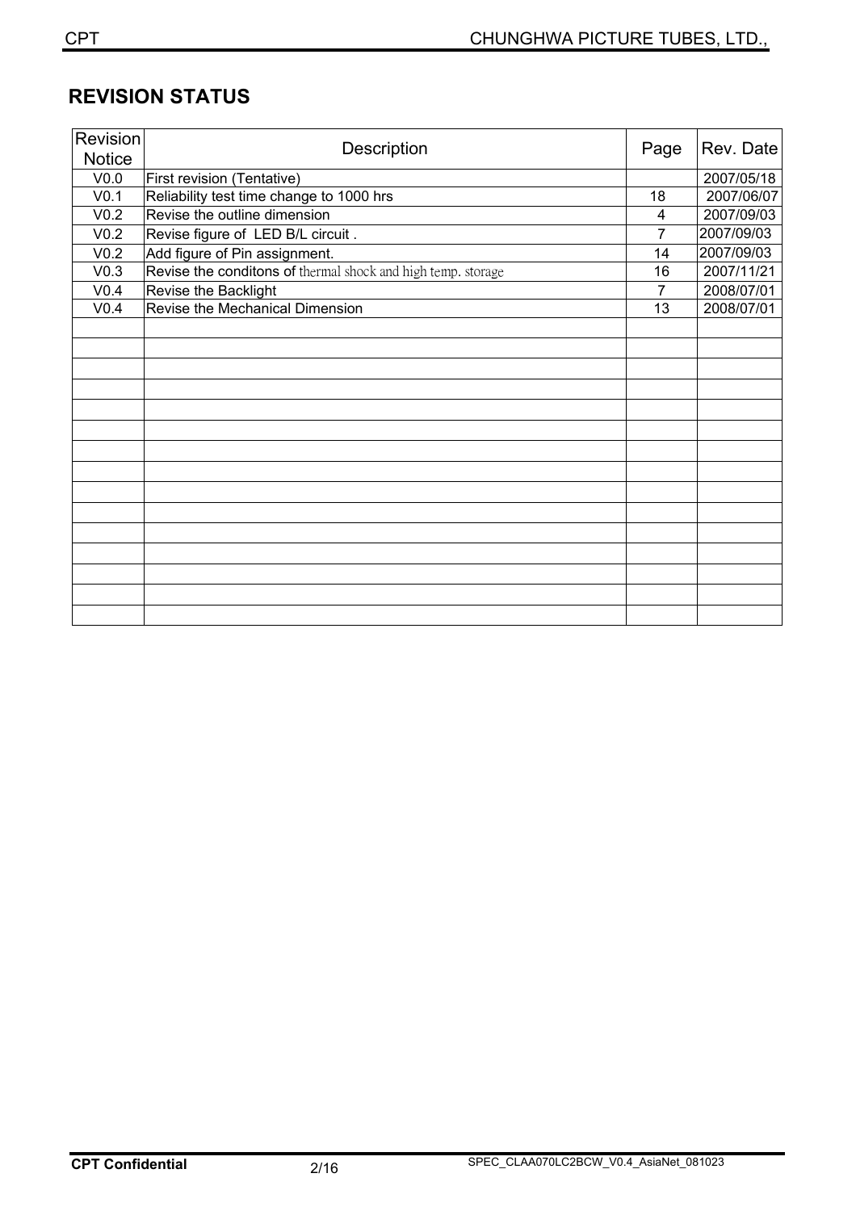## REVISION STATUS

| Revision Notice | Description | Page | Rev. Date |
|---|---|---|---|
| V0.0 | First revision (Tentative) | | 2007/05/18 |
| V0.1 | Reliability test time change to 1000 hrs | 18 | 2007/06/07 |
| V0.2 | Revise the outline dimension | 4 | 2007/09/03 |
| V0.2 | Revise figure of LED B/L circuit . | 7 | 2007/09/03 |
| V0.2 | Add figure of Pin assignment. | 14 | 2007/09/03 |
| V0.3 | Revise the conditons of thermal shock and high temp. storage | 16 | 2007/11/21 |
| V0.4 | Revise the Backlight | 7 | 2008/07/01 |
| V0.4 | Revise the Mechanical Dimension | 13 | 2008/07/01 |
| | | | |
| | | | |
| | | | |
| | | | |
| | | | |
| | | | |
| | | | |
| | | | |
| | | | |
| | | | |
| | | | |
| | | | |
| | | | |
| | | | |
| | | | |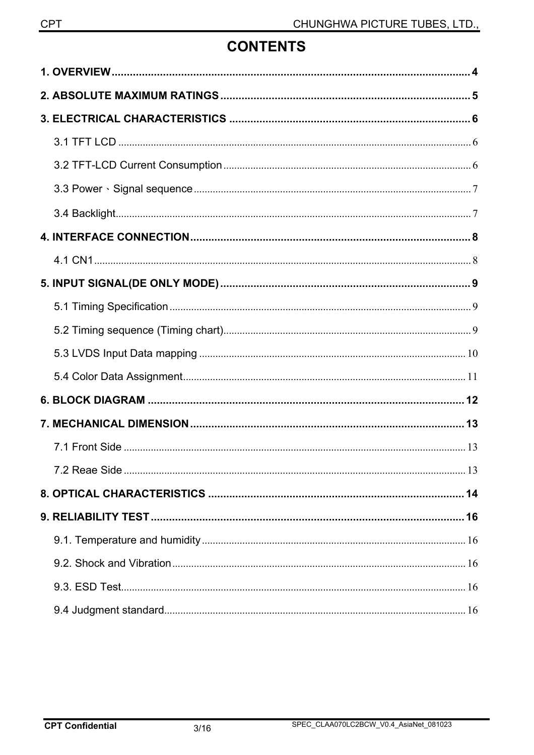# CONTENTS

**1. OVERVIEW ..... 4**

**2. ABSOLUTE MAXIMUM RATINGS ..... 5**

**3. ELECTRICAL CHARACTERISTICS ..... 6**

- 3.1 TFT LCD ..... 6
- 3.2 TFT-LCD Current Consumption ..... 6
- 3.3 Power、Signal sequence ..... 7
- 3.4 Backlight ..... 7

**4. INTERFACE CONNECTION ..... 8**

- 4.1 CN1 ..... 8

**5. INPUT SIGNAL(DE ONLY MODE) ..... 9**

- 5.1 Timing Specification ..... 9
- 5.2 Timing sequence (Timing chart) ..... 9
- 5.3 LVDS Input Data mapping ..... 10
- 5.4 Color Data Assignment ..... 11

**6. BLOCK DIAGRAM ..... 12**

**7. MECHANICAL DIMENSION ..... 13**

- 7.1 Front Side ..... 13
- 7.2 Reae Side ..... 13

**8. OPTICAL CHARACTERISTICS ..... 14**

**9. RELIABILITY TEST ..... 16**

- 9.1. Temperature and humidity ..... 16
- 9.2. Shock and Vibration ..... 16
- 9.3. ESD Test ..... 16
- 9.4 Judgment standard ..... 16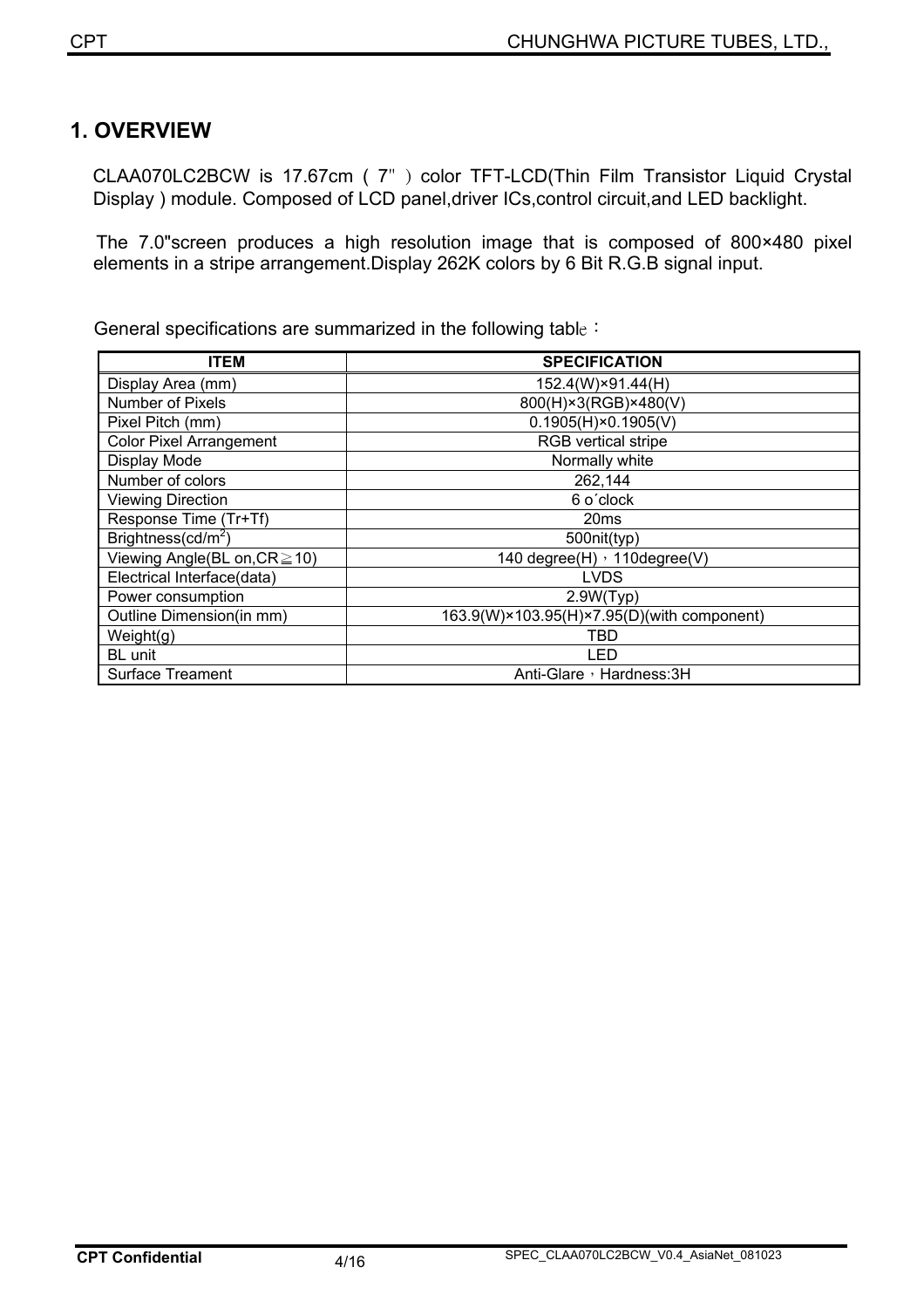# 1. OVERVIEW

CLAA070LC2BCW is 17.67cm（7"）color TFT-LCD(Thin Film Transistor Liquid Crystal Display ) module. Composed of LCD panel,driver ICs,control circuit,and LED backlight.

The 7.0"screen produces a high resolution image that is composed of 800×480 pixel elements in a stripe arrangement.Display 262K colors by 6 Bit R.G.B signal input.

General specifications are summarized in the following table：

| ITEM | SPECIFICATION |
|---|---|
| Display Area (mm) | 152.4(W)×91.44(H) |
| Number of Pixels | 800(H)×3(RGB)×480(V) |
| Pixel Pitch (mm) | 0.1905(H)×0.1905(V) |
| Color Pixel Arrangement | RGB vertical stripe |
| Display Mode | Normally white |
| Number of colors | 262,144 |
| Viewing Direction | 6 o´clock |
| Response Time (Tr+Tf) | 20ms |
| Brightness(cd/m$^2$) | 500nit(typ) |
| Viewing Angle(BL on,CR≧10) | 140 degree(H)，110degree(V) |
| Electrical Interface(data) | LVDS |
| Power consumption | 2.9W(Typ) |
| Outline Dimension(in mm) | 163.9(W)×103.95(H)×7.95(D)(with component) |
| Weight(g) | TBD |
| BL unit | LED |
| Surface Treament | Anti-Glare，Hardness:3H |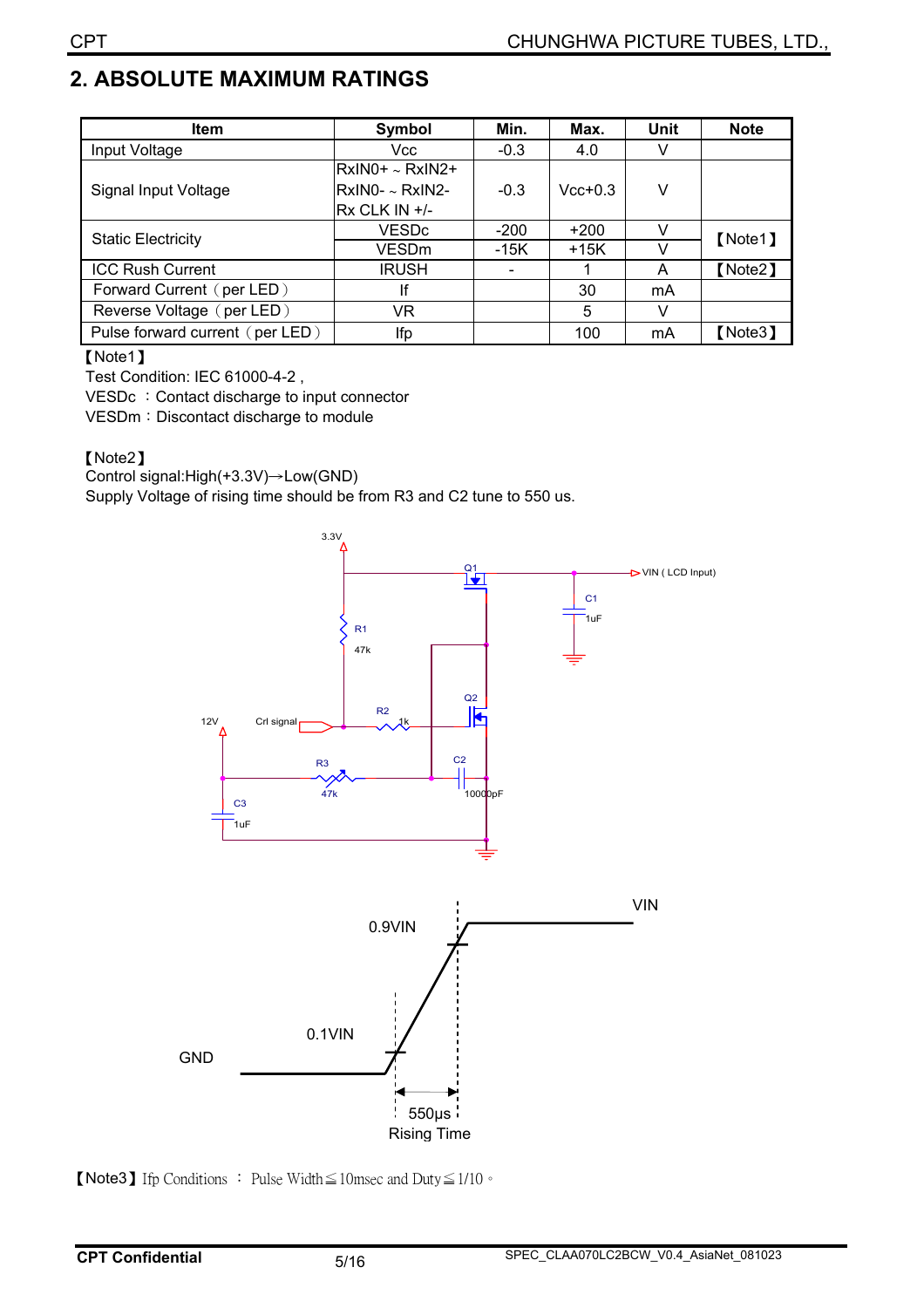## 2. ABSOLUTE MAXIMUM RATINGS

| Item | Symbol | Min. | Max. | Unit | Note |
|---|---|---|---|---|---|
| Input Voltage | Vcc | -0.3 | 4.0 | V | |
| Signal Input Voltage | RxIN0+ ~ RxIN2+<br>RxIN0- ~ RxIN2-<br>Rx CLK IN +/- | -0.3 | Vcc+0.3 | V | |
| Static Electricity | VESDc | -200 | +200 | V | 【Note1】 |
| | VESDm | -15K | +15K | V | |
| ICC Rush Current | IRUSH | - | 1 | A | 【Note2】 |
| Forward Current（per LED） | If | | 30 | mA | |
| Reverse Voltage（per LED） | VR | | 5 | V | |
| Pulse forward current（per LED） | Ifp | | 100 | mA | 【Note3】 |

【Note1】

Test Condition: IEC 61000-4-2 ,

VESDc ：Contact discharge to input connector

VESDm：Discontact discharge to module

【Note2】

Control signal:High(+3.3V)→Low(GND)

Supply Voltage of rising time should be from R3 and C2 tune to 550 us.

【Note3】Ifp Conditions ： Pulse Width≦10msec and Duty≦1/10。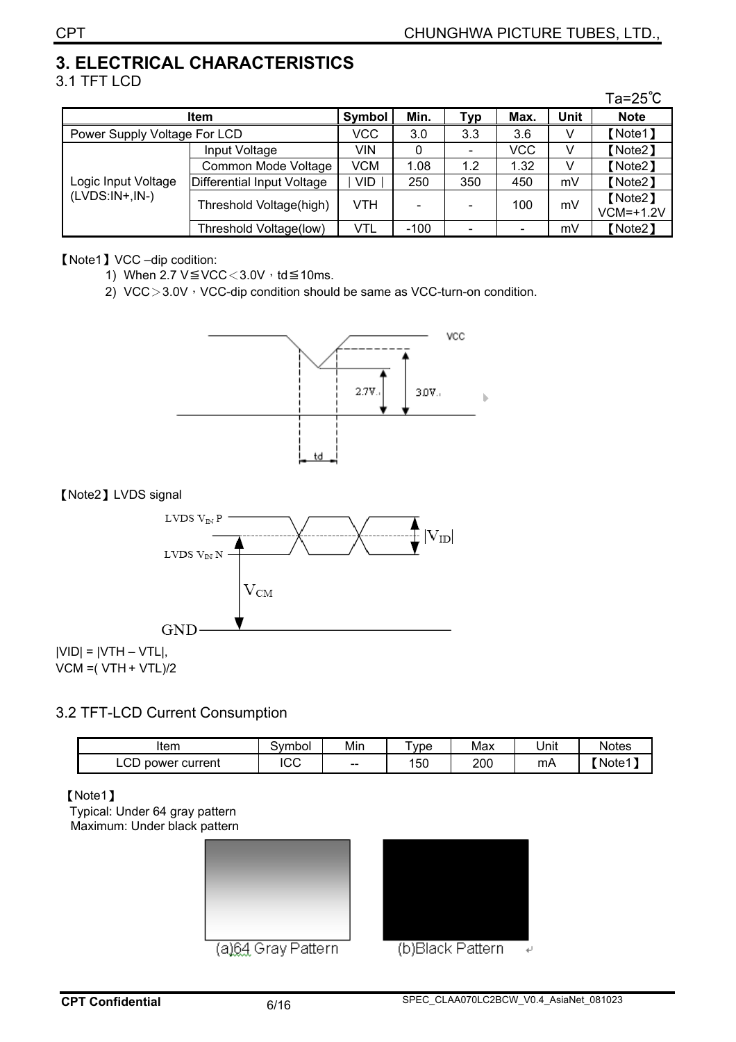# 3. ELECTRICAL CHARACTERISTICS

## 3.1 TFT LCD

Ta=25℃

| Item | | Symbol | Min. | Typ | Max. | Unit | Note |
|---|---|---|---|---|---|---|---|
| Power Supply Voltage For LCD | | VCC | 3.0 | 3.3 | 3.6 | V | 【Note1】 |
| Logic Input Voltage (LVDS:IN+,IN-) | Input Voltage | VIN | 0 | - | VCC | V | 【Note2】 |
| | Common Mode Voltage | VCM | 1.08 | 1.2 | 1.32 | V | 【Note2】 |
| | Differential Input Voltage | ∣VID∣ | 250 | 350 | 450 | mV | 【Note2】 |
| | Threshold Voltage(high) | VTH | - | - | 100 | mV | 【Note2】 VCM=+1.2V |
| | Threshold Voltage(low) | VTL | -100 | - | - | mV | 【Note2】 |

【Note1】VCC –dip codition:

1) When 2.7 V≦VCC＜3.0V，td≦10ms.
2) VCC＞3.0V，VCC-dip condition should be same as VCC-turn-on condition.

【Note2】LVDS signal

|VID| = |VTH – VTL|,
VCM =( VTH + VTL)/2

## 3.2 TFT-LCD Current Consumption

| Item | Symbol | Min | Type | Max | Unit | Notes |
|---|---|---|---|---|---|---|
| LCD power current | ICC | -- | 150 | 200 | mA | 【Note1】 |

【Note1】

Typical: Under 64 gray pattern
Maximum: Under black pattern

(a)64 Gray Pattern (b)Black Pattern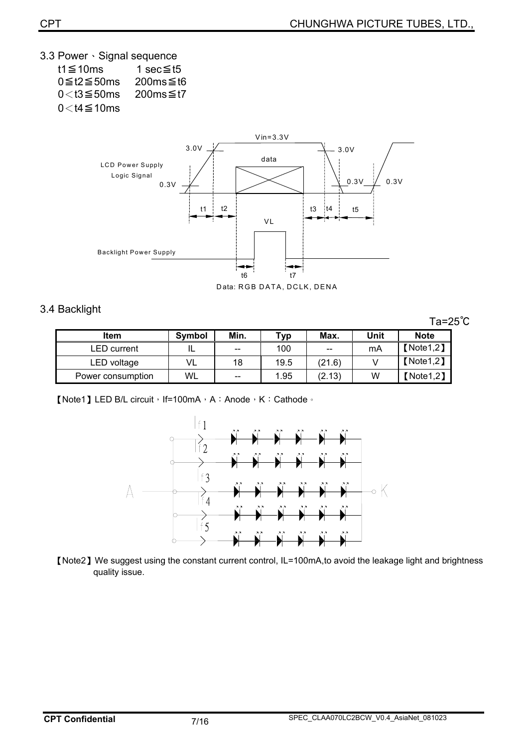3.3 Power、Signal sequence

t1≦10ms　　1 sec≦t5

0≦t2≦50ms　200ms≦t6

0＜t3≦50ms　200ms≦t7

0＜t4≦10ms

Data: RGB DATA, DCLK, DENA

3.4 Backlight

Ta=25℃

| Item | Symbol | Min. | Typ | Max. | Unit | Note |
|---|---|---|---|---|---|---|
| LED current | IL | -- | 100 | -- | mA | 【Note1,2】 |
| LED voltage | VL | 18 | 19.5 | (21.6) | V | 【Note1,2】 |
| Power consumption | WL | -- | 1.95 | (2.13) | W | 【Note1,2】 |

【Note1】LED B/L circuit，If=100mA，A：Anode，K：Cathode。

【Note2】We suggest using the constant current control, IL=100mA,to avoid the leakage light and brightness quality issue.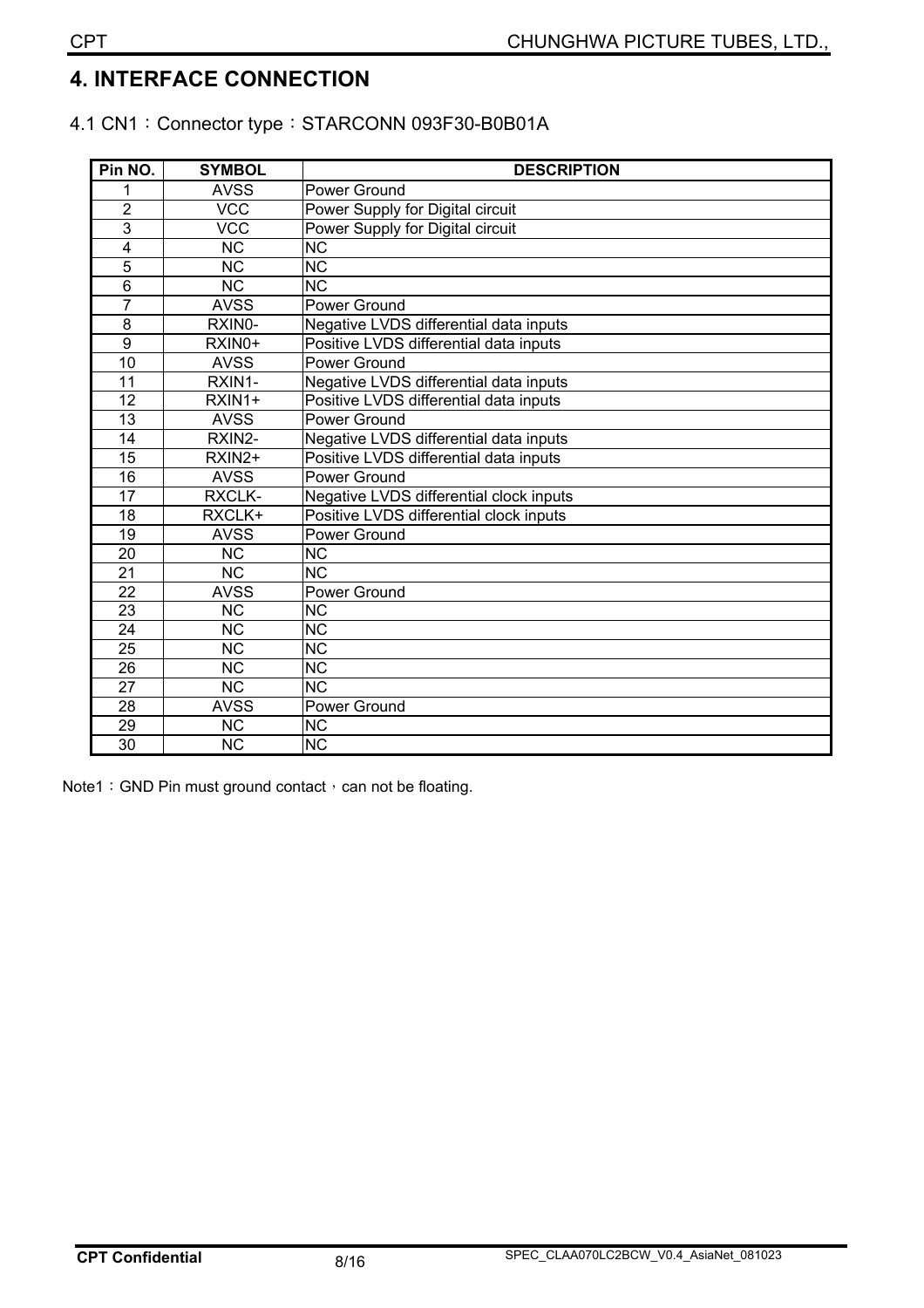## 4. INTERFACE CONNECTION

4.1 CN1：Connector type：STARCONN 093F30-B0B01A

| Pin NO. | SYMBOL | DESCRIPTION |
|---|---|---|
| 1 | AVSS | Power Ground |
| 2 | VCC | Power Supply for Digital circuit |
| 3 | VCC | Power Supply for Digital circuit |
| 4 | NC | NC |
| 5 | NC | NC |
| 6 | NC | NC |
| 7 | AVSS | Power Ground |
| 8 | RXIN0- | Negative LVDS differential data inputs |
| 9 | RXIN0+ | Positive LVDS differential data inputs |
| 10 | AVSS | Power Ground |
| 11 | RXIN1- | Negative LVDS differential data inputs |
| 12 | RXIN1+ | Positive LVDS differential data inputs |
| 13 | AVSS | Power Ground |
| 14 | RXIN2- | Negative LVDS differential data inputs |
| 15 | RXIN2+ | Positive LVDS differential data inputs |
| 16 | AVSS | Power Ground |
| 17 | RXCLK- | Negative LVDS differential clock inputs |
| 18 | RXCLK+ | Positive LVDS differential clock inputs |
| 19 | AVSS | Power Ground |
| 20 | NC | NC |
| 21 | NC | NC |
| 22 | AVSS | Power Ground |
| 23 | NC | NC |
| 24 | NC | NC |
| 25 | NC | NC |
| 26 | NC | NC |
| 27 | NC | NC |
| 28 | AVSS | Power Ground |
| 29 | NC | NC |
| 30 | NC | NC |

Note1：GND Pin must ground contact，can not be floating.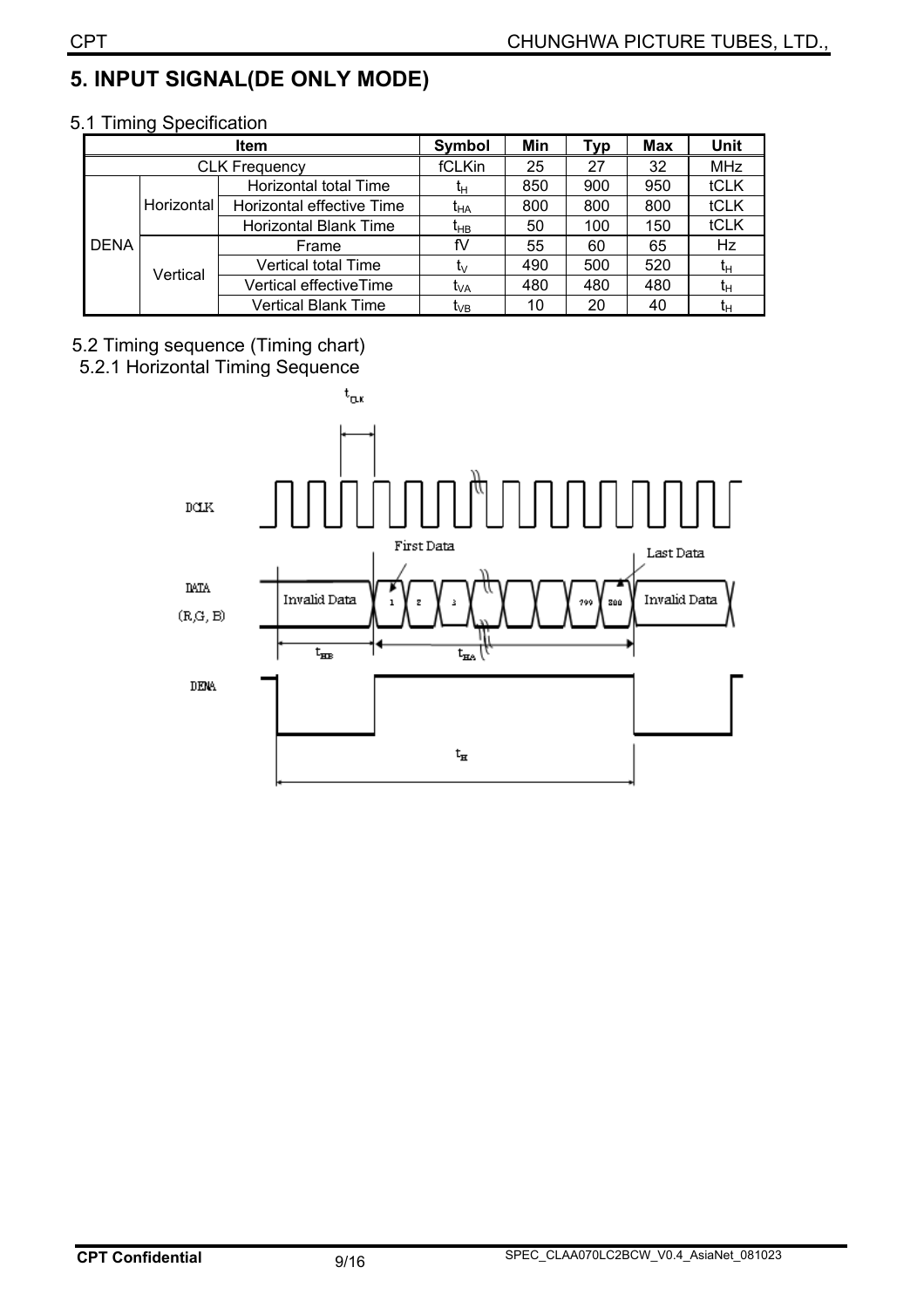# 5. INPUT SIGNAL(DE ONLY MODE)

## 5.1 Timing Specification

| Item | | | Symbol | Min | Typ | Max | Unit |
|---|---|---|---|---|---|---|---|
| CLK Frequency | | | fCLKin | 25 | 27 | 32 | MHz |
| DENA | Horizontal | Horizontal total Time | $t_H$ | 850 | 900 | 950 | tCLK |
| | | Horizontal effective Time | $t_{HA}$ | 800 | 800 | 800 | tCLK |
| | | Horizontal Blank Time | $t_{HB}$ | 50 | 100 | 150 | tCLK |
| | Vertical | Frame | fV | 55 | 60 | 65 | Hz |
| | | Vertical total Time | $t_V$ | 490 | 500 | 520 | $t_H$ |
| | | Vertical effectiveTime | $t_{VA}$ | 480 | 480 | 480 | $t_H$ |
| | | Vertical Blank Time | $t_{VB}$ | 10 | 20 | 40 | $t_H$ |

## 5.2 Timing sequence (Timing chart)

### 5.2.1 Horizontal Timing Sequence

$t_{CLK}$

DCLK

First Data

Last Data

DATA (R,G, B)

Invalid Data | 1 | 2 | 3 | 799 | 800 | Invalid Data

$t_{HB}$ $t_{HA}$

DENA

$t_H$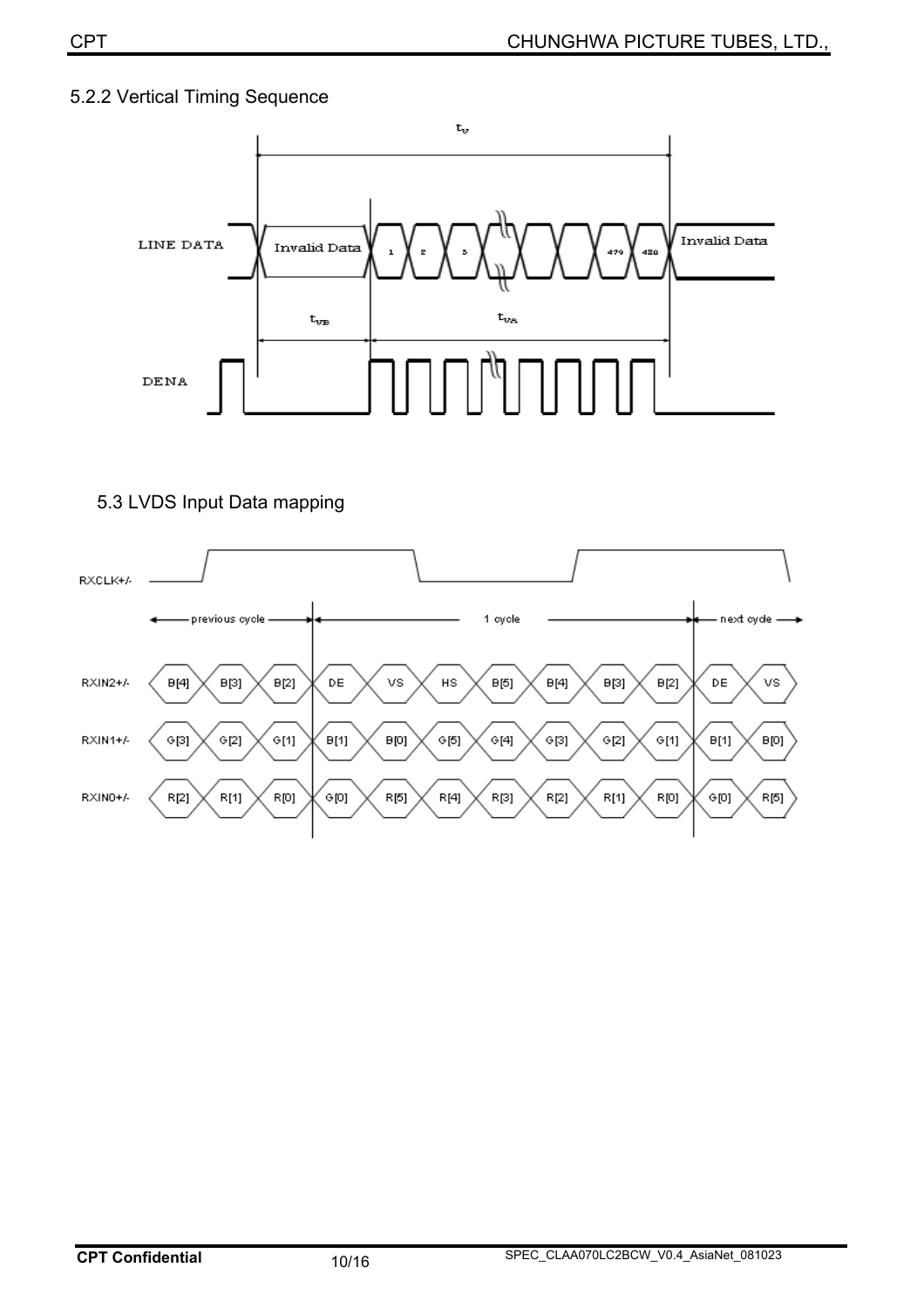### 5.2.2 Vertical Timing Sequence

### 5.3 LVDS Input Data mapping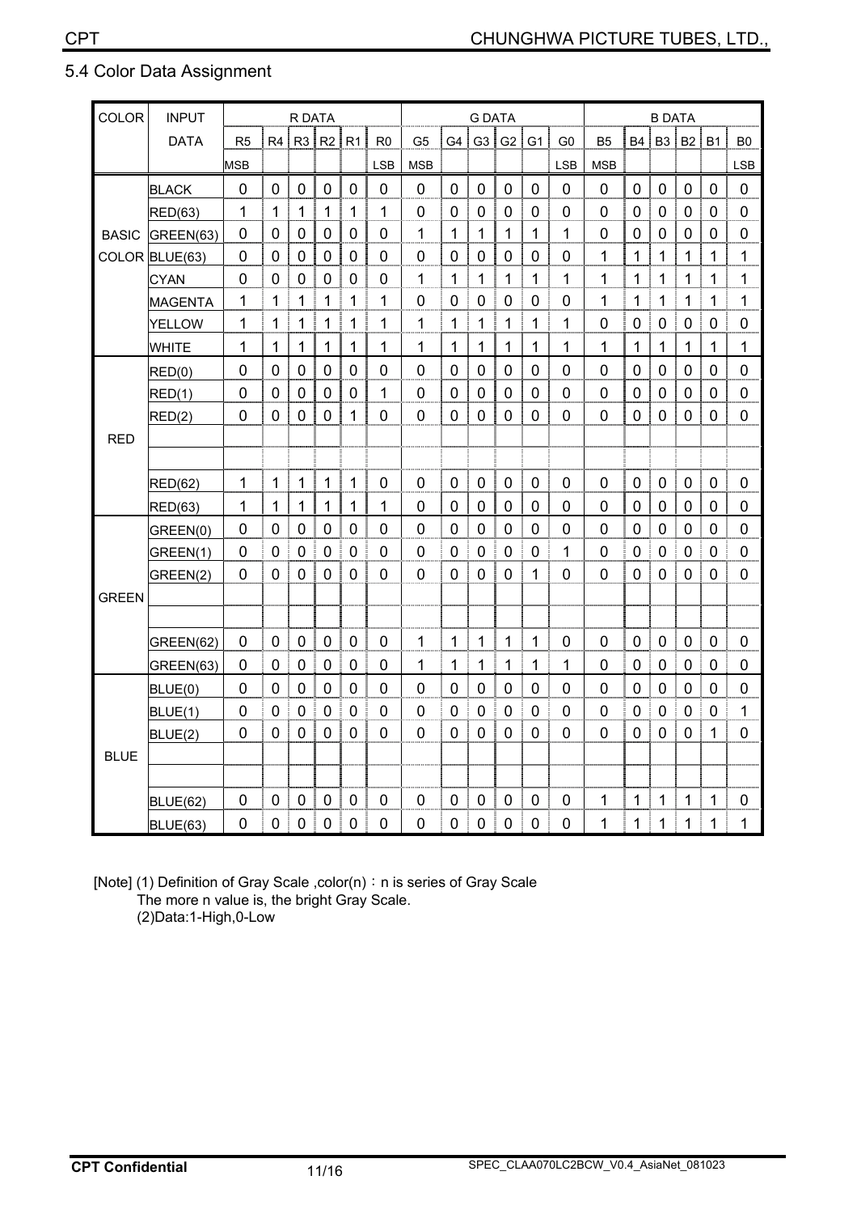## 5.4 Color Data Assignment

| COLOR | INPUT DATA | R DATA | | | | | | G DATA | | | | | | B DATA | | | | | |
|---|---|---|---|---|---|---|---|---|---|---|---|---|---|---|---|---|---|---|---|
| | | R5 | R4 | R3 | R2 | R1 | R0 | G5 | G4 | G3 | G2 | G1 | G0 | B5 | B4 | B3 | B2 | B1 | B0 |
| | | MSB | | | | | LSB | MSB | | | | | LSB | MSB | | | | | LSB |
| BASIC COLOR | BLACK | 0 | 0 | 0 | 0 | 0 | 0 | 0 | 0 | 0 | 0 | 0 | 0 | 0 | 0 | 0 | 0 | 0 | 0 |
| | RED(63) | 1 | 1 | 1 | 1 | 1 | 1 | 0 | 0 | 0 | 0 | 0 | 0 | 0 | 0 | 0 | 0 | 0 | 0 |
| | GREEN(63) | 0 | 0 | 0 | 0 | 0 | 0 | 1 | 1 | 1 | 1 | 1 | 1 | 0 | 0 | 0 | 0 | 0 | 0 |
| | BLUE(63) | 0 | 0 | 0 | 0 | 0 | 0 | 0 | 0 | 0 | 0 | 0 | 0 | 1 | 1 | 1 | 1 | 1 | 1 |
| | CYAN | 0 | 0 | 0 | 0 | 0 | 0 | 1 | 1 | 1 | 1 | 1 | 1 | 1 | 1 | 1 | 1 | 1 | 1 |
| | MAGENTA | 1 | 1 | 1 | 1 | 1 | 1 | 0 | 0 | 0 | 0 | 0 | 0 | 1 | 1 | 1 | 1 | 1 | 1 |
| | YELLOW | 1 | 1 | 1 | 1 | 1 | 1 | 1 | 1 | 1 | 1 | 1 | 1 | 0 | 0 | 0 | 0 | 0 | 0 |
| | WHITE | 1 | 1 | 1 | 1 | 1 | 1 | 1 | 1 | 1 | 1 | 1 | 1 | 1 | 1 | 1 | 1 | 1 | 1 |
| RED | RED(0) | 0 | 0 | 0 | 0 | 0 | 0 | 0 | 0 | 0 | 0 | 0 | 0 | 0 | 0 | 0 | 0 | 0 | 0 |
| | RED(1) | 0 | 0 | 0 | 0 | 0 | 1 | 0 | 0 | 0 | 0 | 0 | 0 | 0 | 0 | 0 | 0 | 0 | 0 |
| | RED(2) | 0 | 0 | 0 | 0 | 1 | 0 | 0 | 0 | 0 | 0 | 0 | 0 | 0 | 0 | 0 | 0 | 0 | 0 |
| | | | | | | | | | | | | | | | | | | | |
| | | | | | | | | | | | | | | | | | | | |
| | RED(62) | 1 | 1 | 1 | 1 | 1 | 0 | 0 | 0 | 0 | 0 | 0 | 0 | 0 | 0 | 0 | 0 | 0 | 0 |
| | RED(63) | 1 | 1 | 1 | 1 | 1 | 1 | 0 | 0 | 0 | 0 | 0 | 0 | 0 | 0 | 0 | 0 | 0 | 0 |
| GREEN | GREEN(0) | 0 | 0 | 0 | 0 | 0 | 0 | 0 | 0 | 0 | 0 | 0 | 0 | 0 | 0 | 0 | 0 | 0 | 0 |
| | GREEN(1) | 0 | 0 | 0 | 0 | 0 | 0 | 0 | 0 | 0 | 0 | 0 | 1 | 0 | 0 | 0 | 0 | 0 | 0 |
| | GREEN(2) | 0 | 0 | 0 | 0 | 0 | 0 | 0 | 0 | 0 | 0 | 1 | 0 | 0 | 0 | 0 | 0 | 0 | 0 |
| | | | | | | | | | | | | | | | | | | | |
| | | | | | | | | | | | | | | | | | | | |
| | GREEN(62) | 0 | 0 | 0 | 0 | 0 | 0 | 1 | 1 | 1 | 1 | 1 | 0 | 0 | 0 | 0 | 0 | 0 | 0 |
| | GREEN(63) | 0 | 0 | 0 | 0 | 0 | 0 | 1 | 1 | 1 | 1 | 1 | 1 | 0 | 0 | 0 | 0 | 0 | 0 |
| BLUE | BLUE(0) | 0 | 0 | 0 | 0 | 0 | 0 | 0 | 0 | 0 | 0 | 0 | 0 | 0 | 0 | 0 | 0 | 0 | 0 |
| | BLUE(1) | 0 | 0 | 0 | 0 | 0 | 0 | 0 | 0 | 0 | 0 | 0 | 0 | 0 | 0 | 0 | 0 | 0 | 1 |
| | BLUE(2) | 0 | 0 | 0 | 0 | 0 | 0 | 0 | 0 | 0 | 0 | 0 | 0 | 0 | 0 | 0 | 0 | 1 | 0 |
| | | | | | | | | | | | | | | | | | | | |
| | | | | | | | | | | | | | | | | | | | |
| | BLUE(62) | 0 | 0 | 0 | 0 | 0 | 0 | 0 | 0 | 0 | 0 | 0 | 0 | 1 | 1 | 1 | 1 | 1 | 0 |
| | BLUE(63) | 0 | 0 | 0 | 0 | 0 | 0 | 0 | 0 | 0 | 0 | 0 | 0 | 1 | 1 | 1 | 1 | 1 | 1 |

[Note] (1) Definition of Gray Scale ,color(n)：n is series of Gray Scale
The more n value is, the bright Gray Scale.
(2)Data:1-High,0-Low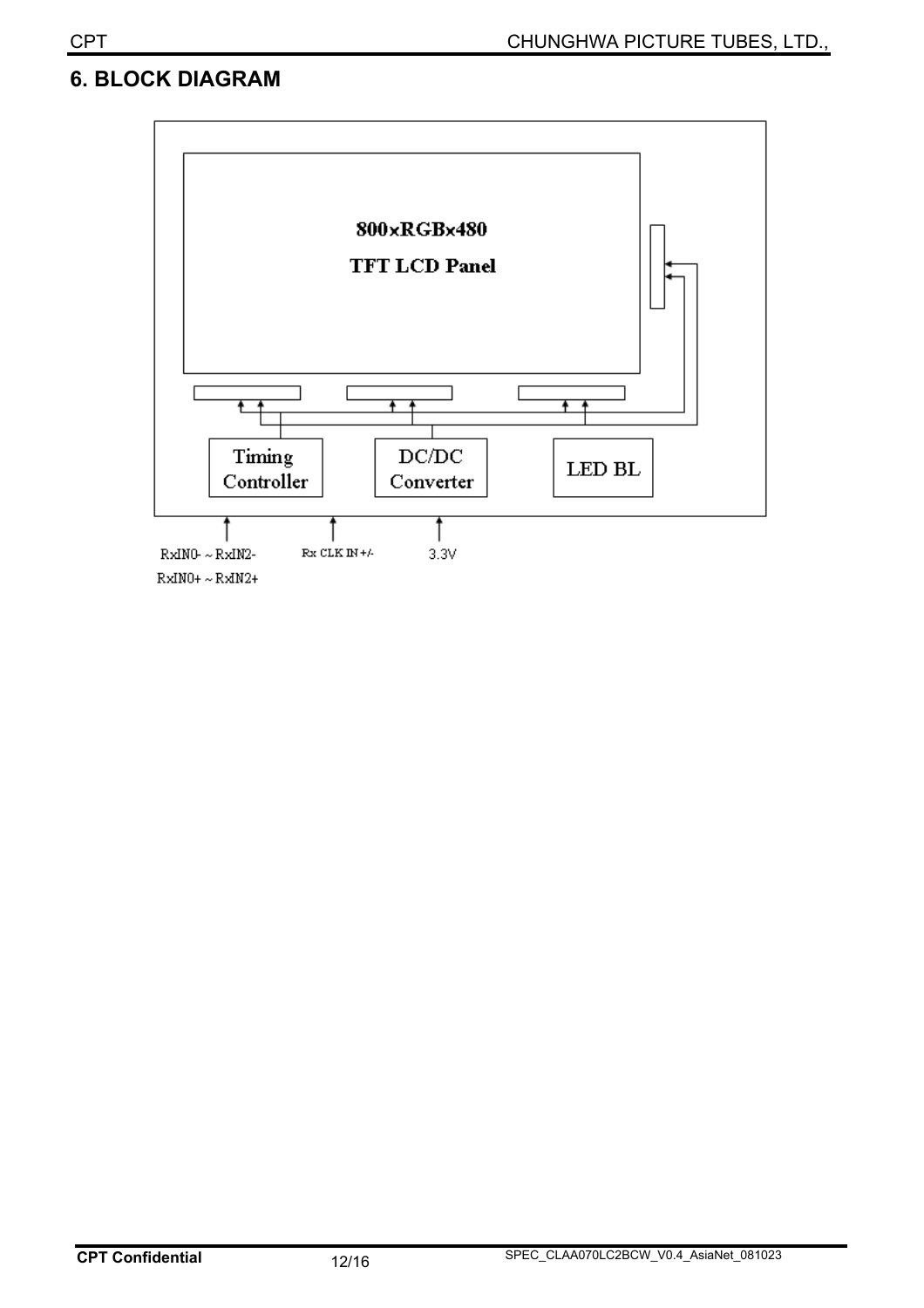## 6. BLOCK DIAGRAM

800xRGBx480

TFT LCD Panel

Timing Controller

DC/DC Converter

LED BL

RxIN0- ~ RxIN2-

RxIN0+ ~ RxIN2+

Rx CLK IN +/-

3.3V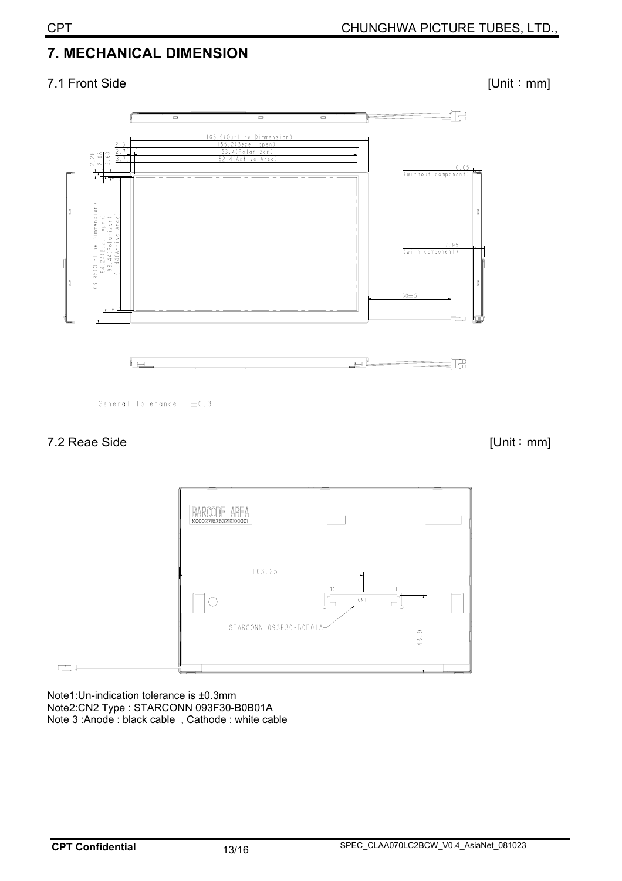## 7. MECHANICAL DIMENSION

### 7.1 Front Side

[Unit：mm]

163.9(Outline Dimmension)
155.2(Bezel open)
153.4(Polarizer)
152.4(Active Area)

2.3
2.7
3.7

2.28
2.88
3.88

103.95(Outline Dimmension)
94.24(Bezel open)
93.44(Polarizer)
91.44(Active Area)

6.05 (without component)

7.85 (with component)

150±5

General Tolerance = ±0.3

### 7.2 Reae Side

[Unit：mm]

BARCODE AREA

103.25±1

30 CN1 1

STARCONN 093F30-B0B01A

43.9±1

Note1:Un-indication tolerance is ±0.3mm
Note2:CN2 Type : STARCONN 093F30-B0B01A
Note 3 :Anode : black cable , Cathode : white cable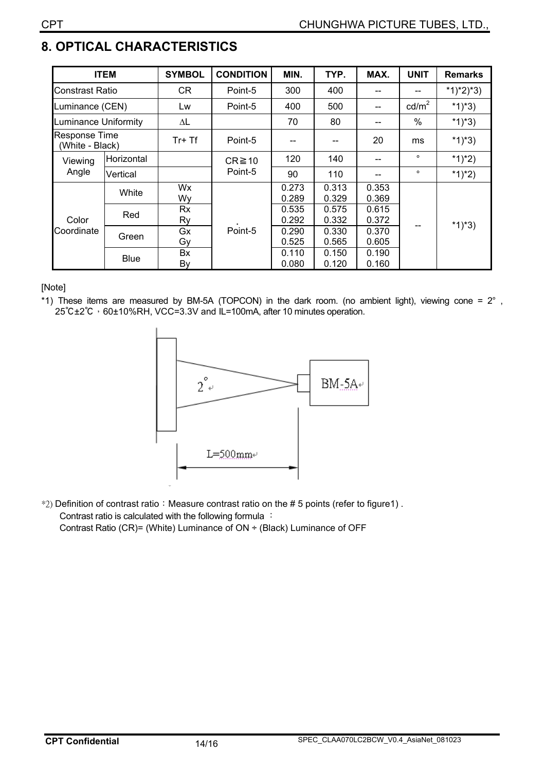## 8. OPTICAL CHARACTERISTICS

| ITEM | | SYMBOL | CONDITION | MIN. | TYP. | MAX. | UNIT | Remarks |
|---|---|---|---|---|---|---|---|---|
| Constrast Ratio | | CR | Point-5 | 300 | 400 | -- | -- | *1)*2)*3) |
| Luminance (CEN) | | Lw | Point-5 | 400 | 500 | -- | $cd/m^2$ | *1)*3) |
| Luminance Uniformity | | ΔL | | 70 | 80 | -- | % | *1)*3) |
| Response Time (White - Black) | | Tr+ Tf | Point-5 | -- | -- | 20 | ms | *1)*3) |
| Viewing Angle | Horizontal | | CR≧10 Point-5 | 120 | 140 | -- | ° | *1)*2) |
| | Vertical | | | 90 | 110 | -- | ° | *1)*2) |
| Color Coordinate | White | Wx | Point-5 | 0.273 | 0.313 | 0.353 | -- | *1)*3) |
| | | Wy | | 0.289 | 0.329 | 0.369 | | |
| | Red | Rx | | 0.535 | 0.575 | 0.615 | | |
| | | Ry | | 0.292 | 0.332 | 0.372 | | |
| | Green | Gx | | 0.290 | 0.330 | 0.370 | | |
| | | Gy | | 0.525 | 0.565 | 0.605 | | |
| | Blue | Bx | | 0.110 | 0.150 | 0.190 | | |
| | | By | | 0.080 | 0.120 | 0.160 | | |

[Note]

*1) These items are measured by BM-5A (TOPCON) in the dark room. (no ambient light), viewing cone = 2° , 25℃±2℃，60±10%RH, VCC=3.3V and IL=100mA, after 10 minutes operation.

2°

BM-5A

L=500mm

*2) Definition of contrast ratio：Measure contrast ratio on the # 5 points (refer to figure1) .
Contrast ratio is calculated with the following formula ：
Contrast Ratio (CR)= (White) Luminance of ON ÷ (Black) Luminance of OFF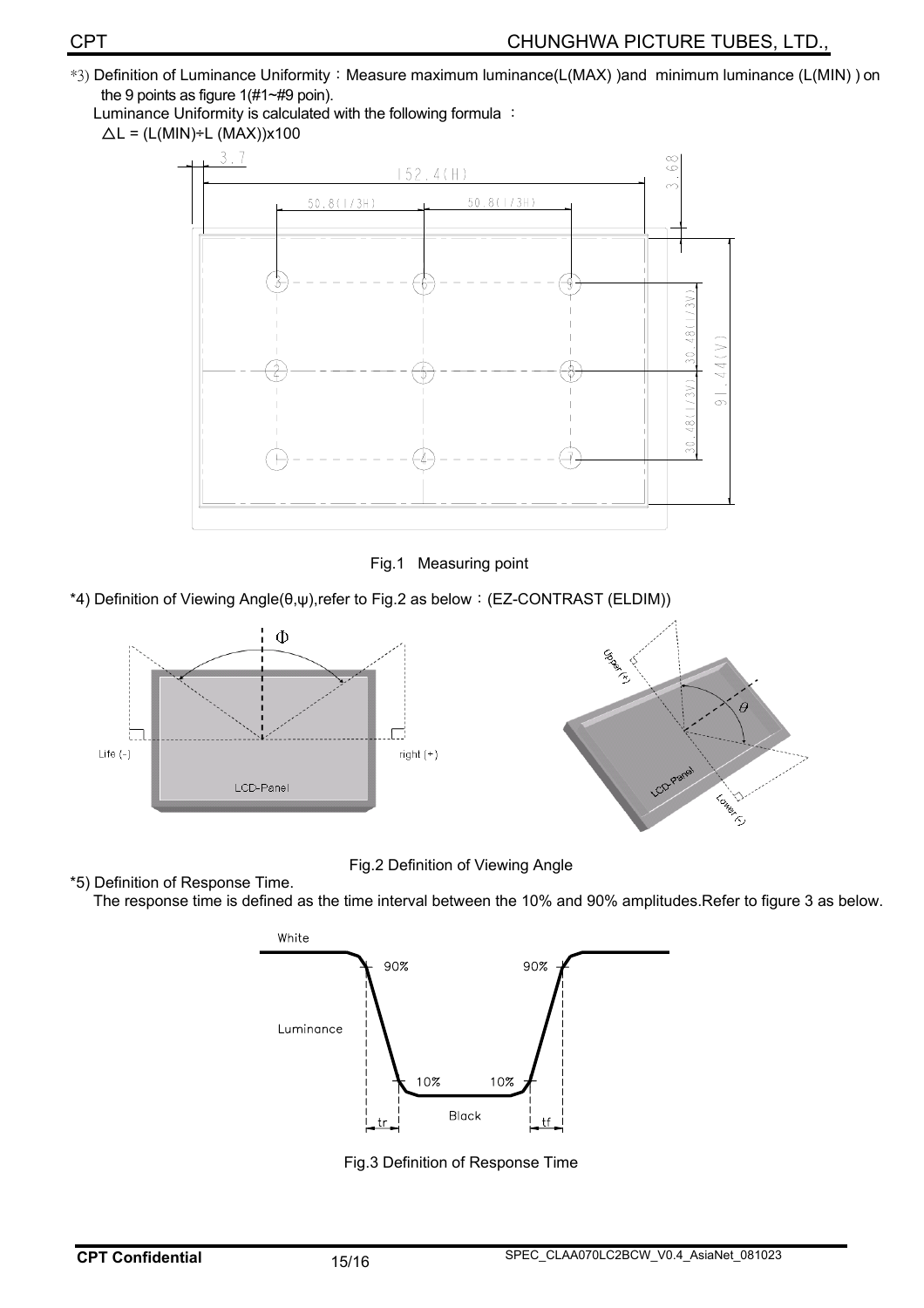*3) Definition of Luminance Uniformity：Measure maximum luminance(L(MAX) )and minimum luminance (L(MIN) ) on the 9 points as figure 1(#1~#9 poin).

Luminance Uniformity is calculated with the following formula ：

$\triangle L = (L(MIN) \div L(MAX)) \times 100$

Fig.1 Measuring point

*4) Definition of Viewing Angle(θ,ψ),refer to Fig.2 as below：(EZ-CONTRAST (ELDIM))

Fig.2 Definition of Viewing Angle

*5) Definition of Response Time.

The response time is defined as the time interval between the 10% and 90% amplitudes.Refer to figure 3 as below.

Fig.3 Definition of Response Time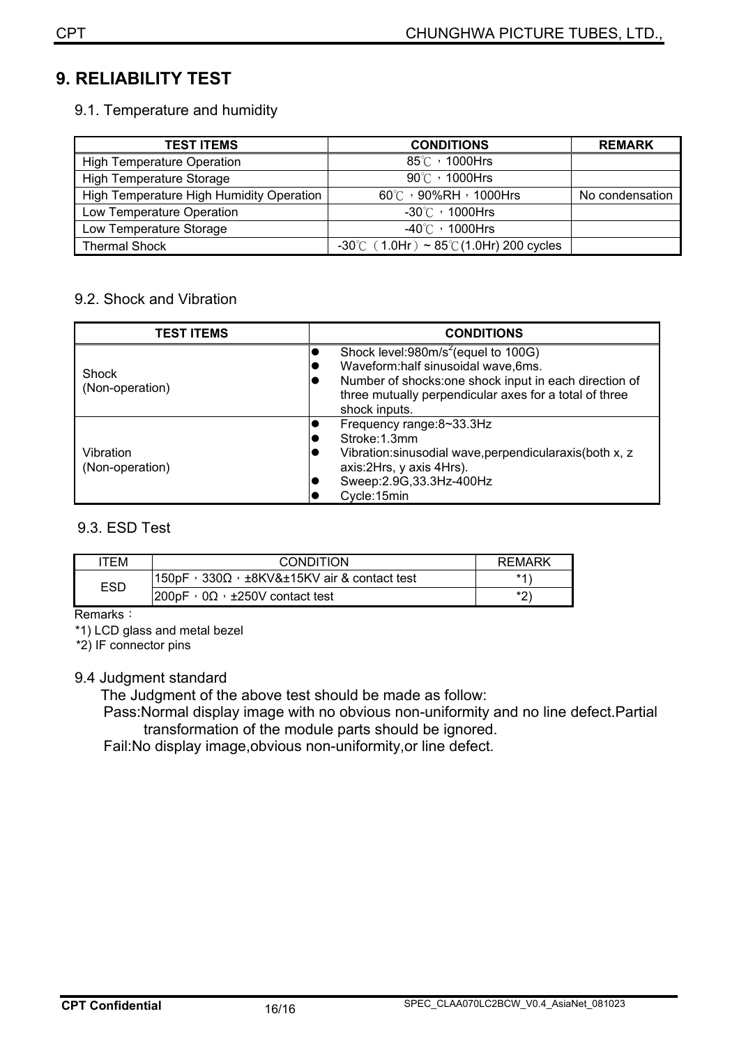# 9. RELIABILITY TEST

## 9.1. Temperature and humidity

| TEST ITEMS | CONDITIONS | REMARK |
|---|---|---|
| High Temperature Operation | 85℃，1000Hrs | |
| High Temperature Storage | 90℃，1000Hrs | |
| High Temperature High Humidity Operation | 60℃，90%RH，1000Hrs | No condensation |
| Low Temperature Operation | -30℃，1000Hrs | |
| Low Temperature Storage | -40℃，1000Hrs | |
| Thermal Shock | -30℃（1.0Hr）~ 85℃(1.0Hr) 200 cycles | |

## 9.2. Shock and Vibration

| TEST ITEMS | CONDITIONS |
|---|---|
| Shock (Non-operation) | • Shock level:980m/s$^2$(equel to 100G)<br>• Waveform:half sinusoidal wave,6ms.<br>• Number of shocks:one shock input in each direction of three mutually perpendicular axes for a total of three shock inputs. |
| Vibration (Non-operation) | • Frequency range:8~33.3Hz<br>• Stroke:1.3mm<br>• Vibration:sinusodial wave,perpendicularaxis(both x, z axis:2Hrs, y axis 4Hrs).<br>• Sweep:2.9G,33.3Hz-400Hz<br>• Cycle:15min |

## 9.3. ESD Test

| ITEM | CONDITION | REMARK |
|---|---|---|
| ESD | 150pF，330Ω，±8KV&±15KV air & contact test | *1) |
| | 200pF，0Ω，±250V contact test | *2) |

Remarks：

*1) LCD glass and metal bezel

*2) IF connector pins

## 9.4 Judgment standard

The Judgment of the above test should be made as follow:

Pass:Normal display image with no obvious non-uniformity and no line defect.Partial transformation of the module parts should be ignored.

Fail:No display image,obvious non-uniformity,or line defect.